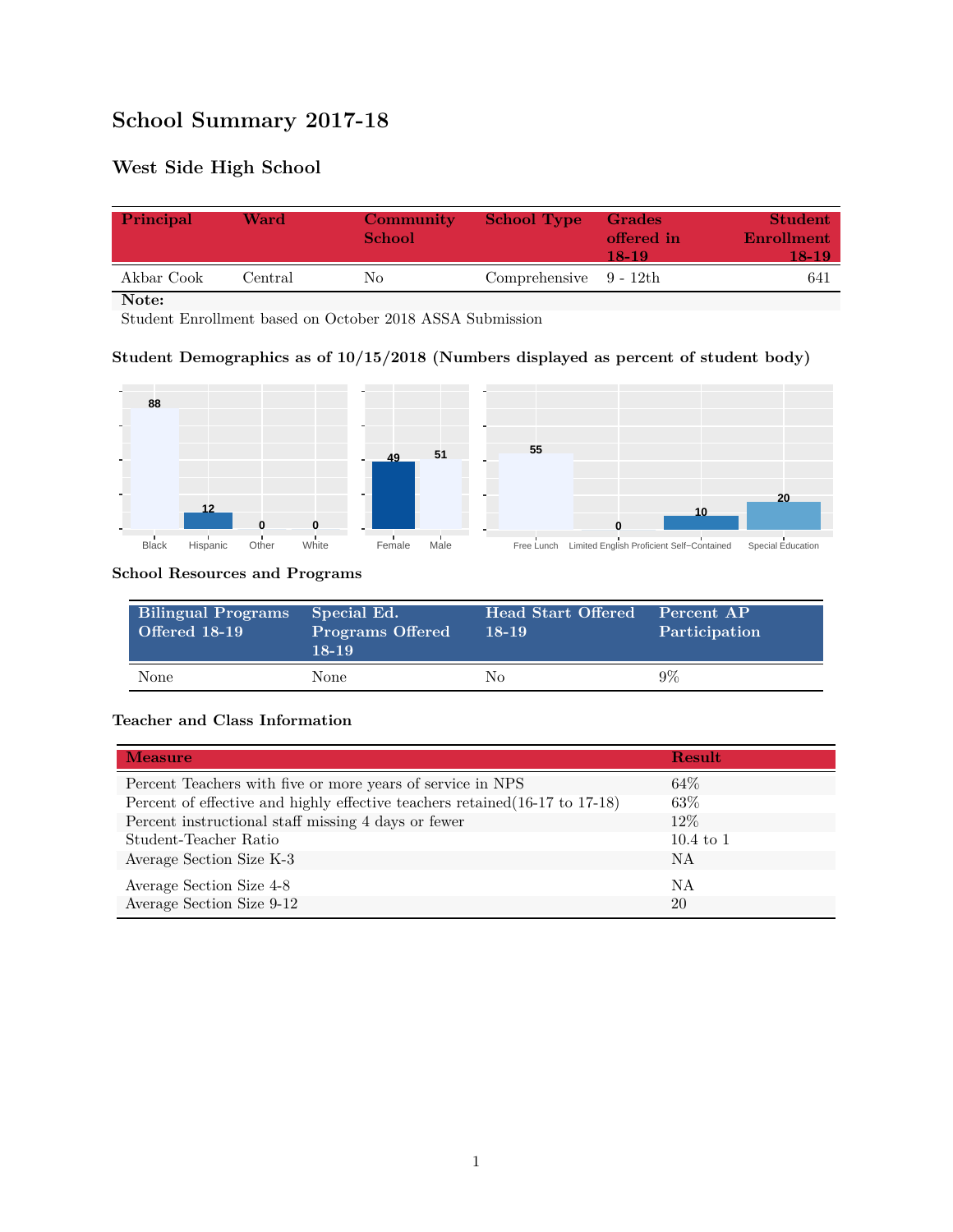# School Summary 2017-18

## West Side High School

| Principal | Ward | Community School | School Type | Grades offered in 18-19 | Student Enrollment 18-19 |
|---|---|---|---|---|---|
| Akbar Cook | Central | No | Comprehensive | 9 - 12th | 641 |

**Note:**
Student Enrollment based on October 2018 ASSA Submission

### Student Demographics as of 10/15/2018 (Numbers displayed as percent of student body)

| Black | Hispanic | Other | White |
|---|---|---|---|
| 88 | 12 | 0 | 0 |

| Female | Male |
|---|---|
| 49 | 51 |

| Free Lunch | Limited English Proficient | Self-Contained | Special Education |
|---|---|---|---|
| 55 | 0 | 10 | 20 |

### School Resources and Programs

| Bilingual Programs Offered 18-19 | Special Ed. Programs Offered 18-19 | Head Start Offered 18-19 | Percent AP Participation |
|---|---|---|---|
| None | None | No | 9% |

### Teacher and Class Information

| Measure | Result |
|---|---|
| Percent Teachers with five or more years of service in NPS | 64% |
| Percent of effective and highly effective teachers retained(16-17 to 17-18) | 63% |
| Percent instructional staff missing 4 days or fewer | 12% |
| Student-Teacher Ratio | 10.4 to 1 |
| Average Section Size K-3 | NA |
| Average Section Size 4-8 | NA |
| Average Section Size 9-12 | 20 |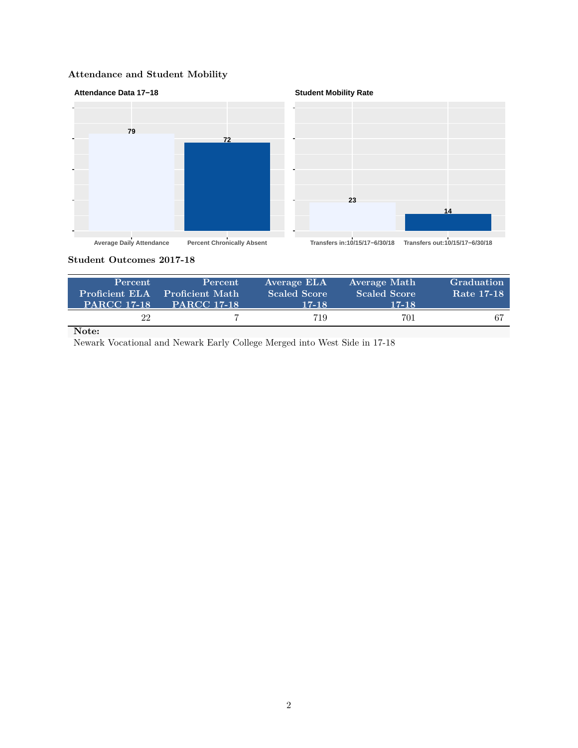### Attendance and Student Mobility

**Attendance Data 17−18**

79

72

Average Daily Attendance

Percent Chronically Absent

**Student Mobility Rate**

23

14

Transfers in:10/15/17−6/30/18

Transfers out:10/15/17−6/30/18

### Student Outcomes 2017-18

| Percent Proficient ELA PARCC 17-18 | Percent Proficient Math PARCC 17-18 | Average ELA Scaled Score 17-18 | Average Math Scaled Score 17-18 | Graduation Rate 17-18 |
|---|---|---|---|---|
| 22 | 7 | 719 | 701 | 67 |

**Note:**

Newark Vocational and Newark Early College Merged into West Side in 17-18